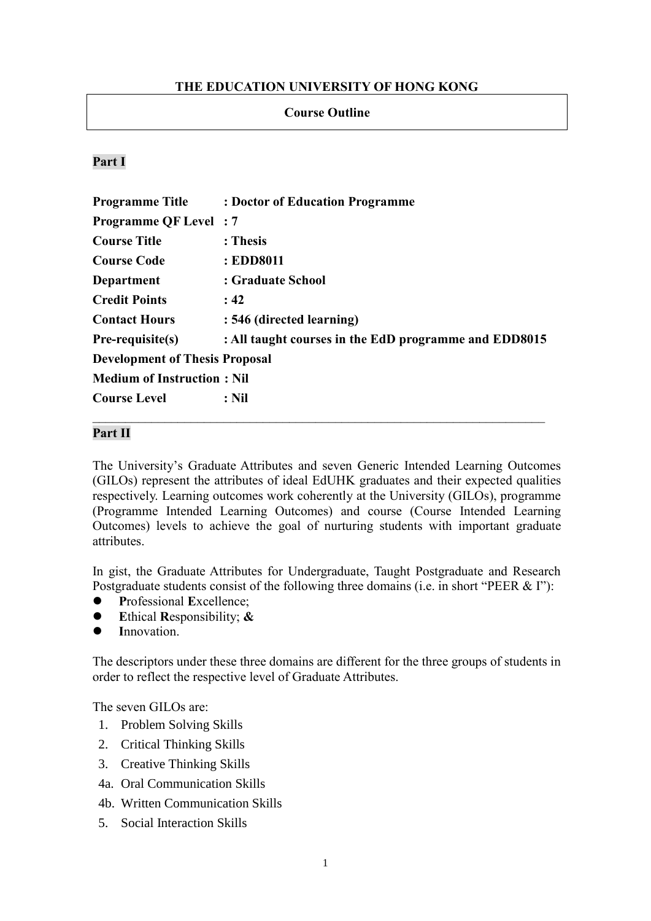**THE EDUCATION UNIVERSITY OF HONG KONG**

**Course Outline**

**Part I**

**Programme Title** : **Doctor of Education Programme**
**Programme QF Level** : **7**
**Course Title** : **Thesis**
**Course Code** : **EDD8011**
**Department** : **Graduate School**
**Credit Points** : **42**
**Contact Hours** : **546 (directed learning)**
**Pre-requisite(s)** : **All taught courses in the EdD programme and EDD8015 Development of Thesis Proposal**
**Medium of Instruction** : **Nil**
**Course Level** : **Nil**

---

**Part II**

The University's Graduate Attributes and seven Generic Intended Learning Outcomes (GILOs) represent the attributes of ideal EdUHK graduates and their expected qualities respectively. Learning outcomes work coherently at the University (GILOs), programme (Programme Intended Learning Outcomes) and course (Course Intended Learning Outcomes) levels to achieve the goal of nurturing students with important graduate attributes.

In gist, the Graduate Attributes for Undergraduate, Taught Postgraduate and Research Postgraduate students consist of the following three domains (i.e. in short "PEER & I"):

- **P**rofessional **E**xcellence;
- **E**thical **R**esponsibility; **&**
- **I**nnovation.

The descriptors under these three domains are different for the three groups of students in order to reflect the respective level of Graduate Attributes.

The seven GILOs are:

1. Problem Solving Skills
2. Critical Thinking Skills
3. Creative Thinking Skills

4a. Oral Communication Skills

4b. Written Communication Skills

5. Social Interaction Skills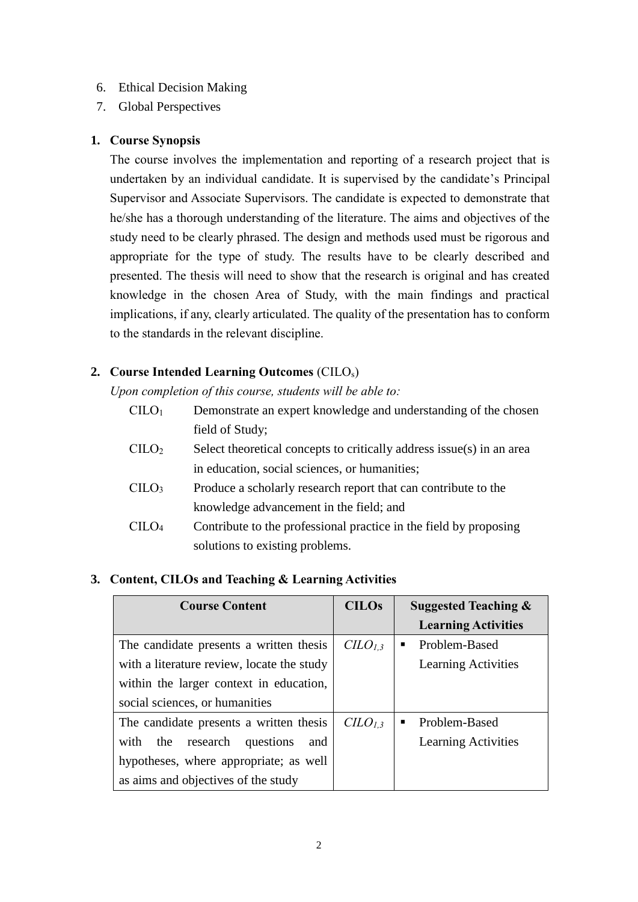6. Ethical Decision Making
7. Global Perspectives

1. **Course Synopsis**

The course involves the implementation and reporting of a research project that is undertaken by an individual candidate. It is supervised by the candidate's Principal Supervisor and Associate Supervisors. The candidate is expected to demonstrate that he/she has a thorough understanding of the literature. The aims and objectives of the study need to be clearly phrased. The design and methods used must be rigorous and appropriate for the type of study. The results have to be clearly described and presented. The thesis will need to show that the research is original and has created knowledge in the chosen Area of Study, with the main findings and practical implications, if any, clearly articulated. The quality of the presentation has to conform to the standards in the relevant discipline.

2. **Course Intended Learning Outcomes** ($CILO_s$)

*Upon completion of this course, students will be able to:*

| | |
|---|---|
| $CILO_1$ | Demonstrate an expert knowledge and understanding of the chosen field of Study; |
| $CILO_2$ | Select theoretical concepts to critically address issue(s) in an area in education, social sciences, or humanities; |
| $CILO_3$ | Produce a scholarly research report that can contribute to the knowledge advancement in the field; and |
| $CILO_4$ | Contribute to the professional practice in the field by proposing solutions to existing problems. |

3. **Content, CILOs and Teaching & Learning Activities**

| Course Content | CILOs | Suggested Teaching & Learning Activities |
|---|---|---|
| The candidate presents a written thesis with a literature review, locate the study within the larger context in education, social sciences, or humanities | $CILO_{1,3}$ | ▪ Problem-Based Learning Activities |
| The candidate presents a written thesis with the research questions and hypotheses, where appropriate; as well as aims and objectives of the study | $CILO_{1,3}$ | ▪ Problem-Based Learning Activities |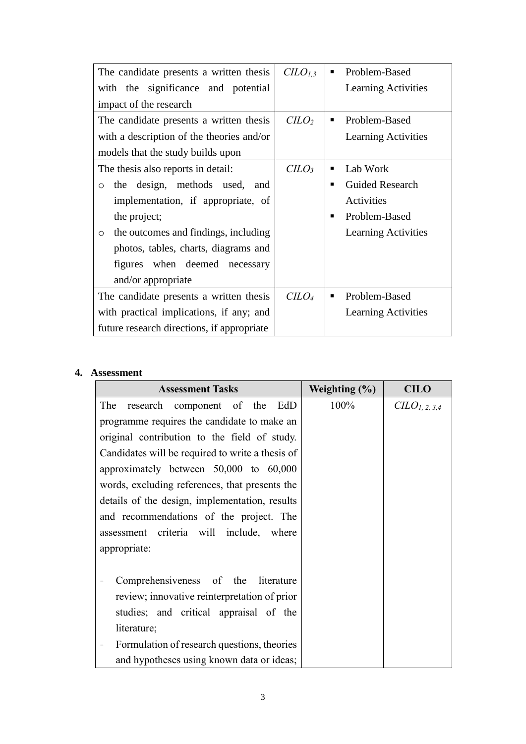| | | |
|---|---|---|
| The candidate presents a written thesis with the significance and potential impact of the research | $CILO_{1,3}$ | ▪ Problem-Based Learning Activities |
| The candidate presents a written thesis with a description of the theories and/or models that the study builds upon | $CILO_{2}$ | ▪ Problem-Based Learning Activities |
| The thesis also reports in detail:<br>○ the design, methods used, and implementation, if appropriate, of the project;<br>○ the outcomes and findings, including photos, tables, charts, diagrams and figures when deemed necessary and/or appropriate | $CILO_{3}$ | ▪ Lab Work<br>▪ Guided Research Activities<br>▪ Problem-Based Learning Activities |
| The candidate presents a written thesis with practical implications, if any; and future research directions, if appropriate | $CILO_{4}$ | ▪ Problem-Based Learning Activities |

## 4. Assessment

| Assessment Tasks | Weighting (%) | CILO |
|---|---|---|
| The research component of the EdD programme requires the candidate to make an original contribution to the field of study. Candidates will be required to write a thesis of approximately between 50,000 to 60,000 words, excluding references, that presents the details of the design, implementation, results and recommendations of the project. The assessment criteria will include, where appropriate:<br><br>- Comprehensiveness of the literature review; innovative reinterpretation of prior studies; and critical appraisal of the literature;<br>- Formulation of research questions, theories and hypotheses using known data or ideas; | 100% | $CILO_{1,2,3,4}$ |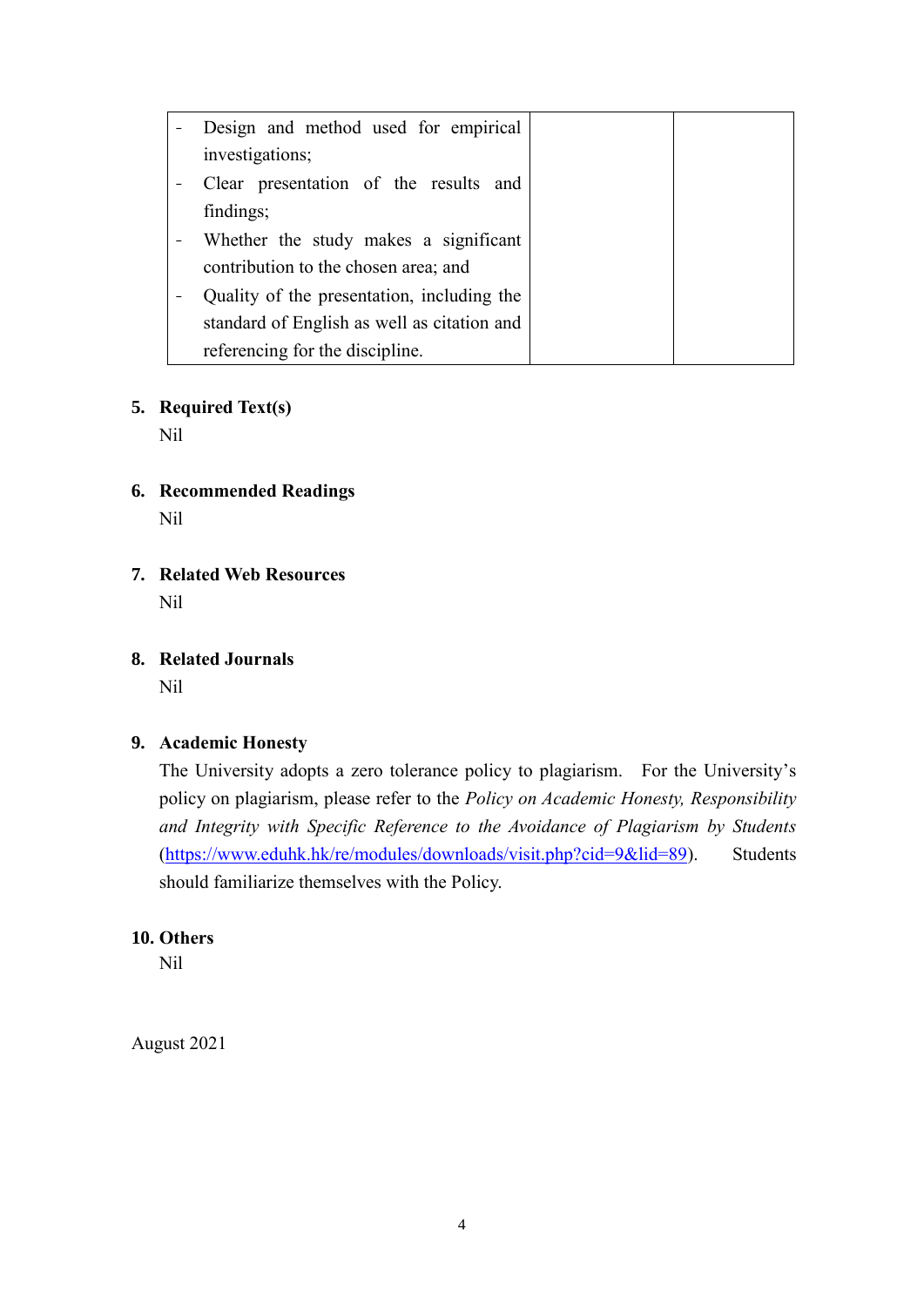| | | |
|---|---|---|
| - Design and method used for empirical investigations;<br>- Clear presentation of the results and findings;<br>- Whether the study makes a significant contribution to the chosen area; and<br>- Quality of the presentation, including the standard of English as well as citation and referencing for the discipline. | | |

### 5. Required Text(s)

Nil

### 6. Recommended Readings

Nil

### 7. Related Web Resources

Nil

### 8. Related Journals

Nil

### 9. Academic Honesty

The University adopts a zero tolerance policy to plagiarism. For the University's policy on plagiarism, please refer to the *Policy on Academic Honesty, Responsibility and Integrity with Specific Reference to the Avoidance of Plagiarism by Students* (https://www.eduhk.hk/re/modules/downloads/visit.php?cid=9&lid=89). Students should familiarize themselves with the Policy.

### 10. Others

Nil

August 2021